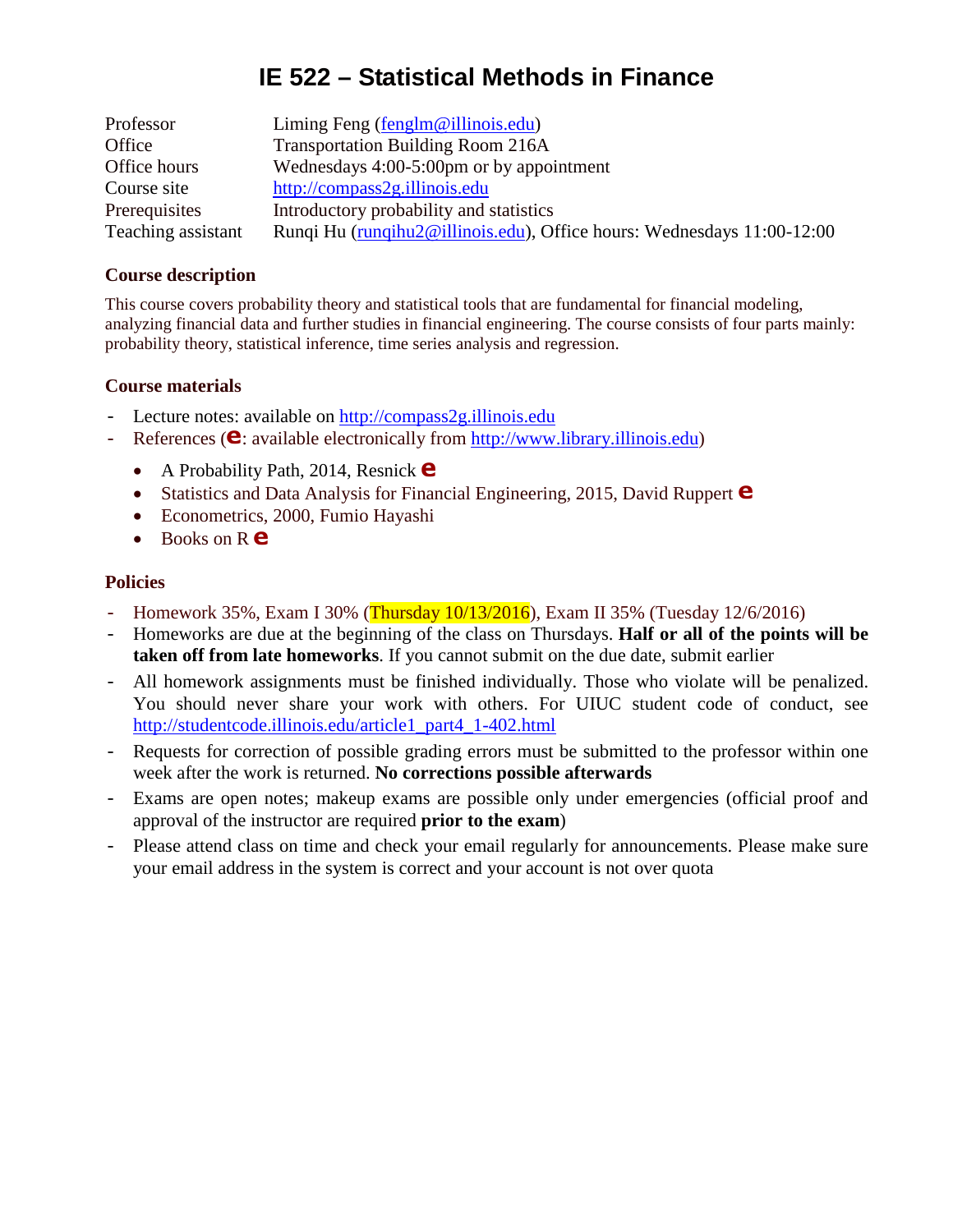# IE 522 – Statistical Methods in Finance

| | |
|---|---|
| Professor | Liming Feng (fenglm@illinois.edu) |
| Office | Transportation Building Room 216A |
| Office hours | Wednesdays 4:00-5:00pm or by appointment |
| Course site | http://compass2g.illinois.edu |
| Prerequisites | Introductory probability and statistics |
| Teaching assistant | Runqi Hu (runqihu2@illinois.edu), Office hours: Wednesdays 11:00-12:00 |

### Course description

This course covers probability theory and statistical tools that are fundamental for financial modeling, analyzing financial data and further studies in financial engineering. The course consists of four parts mainly: probability theory, statistical inference, time series analysis and regression.

### Course materials

- Lecture notes: available on http://compass2g.illinois.edu
- References (e: available electronically from http://www.library.illinois.edu)
  - A Probability Path, 2014, Resnick e
  - Statistics and Data Analysis for Financial Engineering, 2015, David Ruppert e
  - Econometrics, 2000, Fumio Hayashi
  - Books on R e

### Policies

- Homework 35%, Exam I 30% (Thursday 10/13/2016), Exam II 35% (Tuesday 12/6/2016)
- Homeworks are due at the beginning of the class on Thursdays. **Half or all of the points will be taken off from late homeworks**. If you cannot submit on the due date, submit earlier
- All homework assignments must be finished individually. Those who violate will be penalized. You should never share your work with others. For UIUC student code of conduct, see http://studentcode.illinois.edu/article1_part4_1-402.html
- Requests for correction of possible grading errors must be submitted to the professor within one week after the work is returned. **No corrections possible afterwards**
- Exams are open notes; makeup exams are possible only under emergencies (official proof and approval of the instructor are required **prior to the exam**)
- Please attend class on time and check your email regularly for announcements. Please make sure your email address in the system is correct and your account is not over quota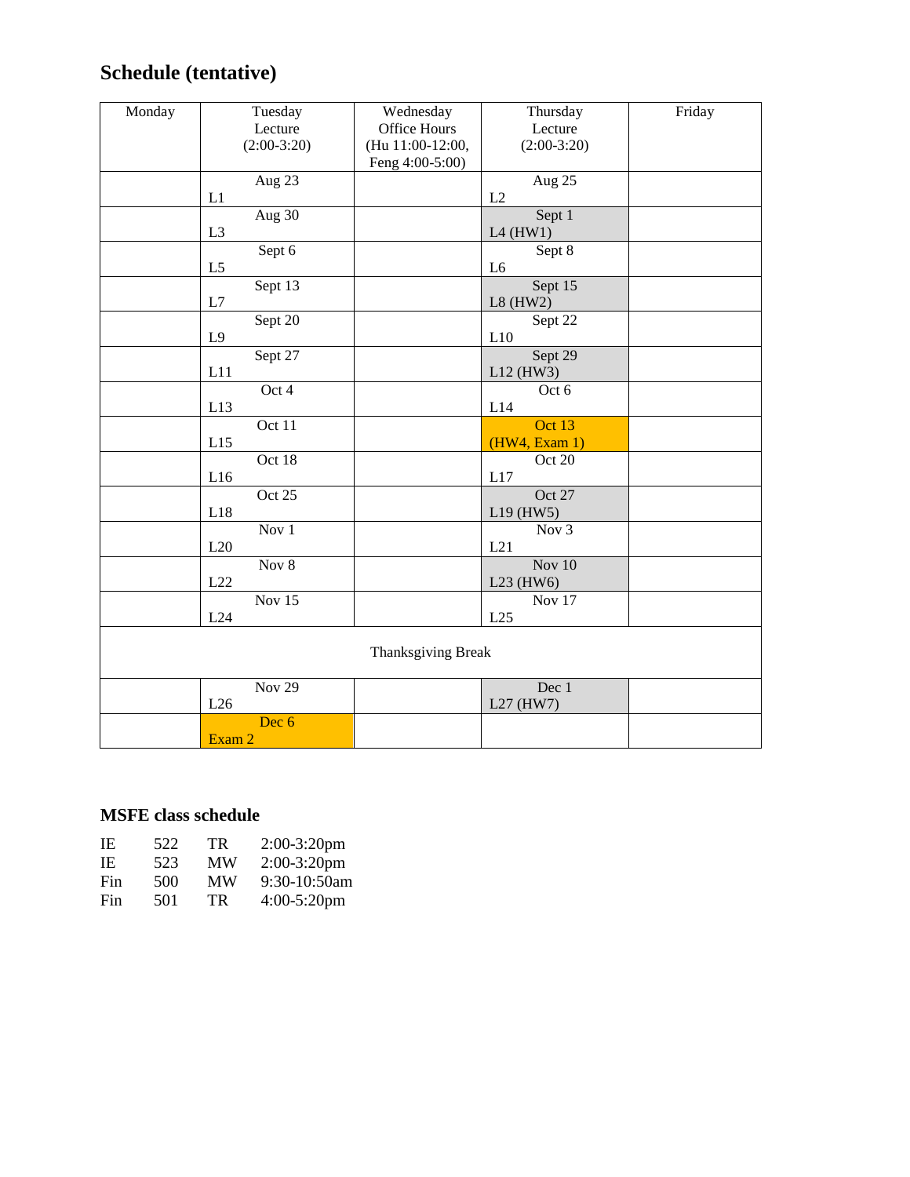## Schedule (tentative)

| Monday | Tuesday Lecture (2:00-3:20) | Wednesday Office Hours (Hu 11:00-12:00, Feng 4:00-5:00) | Thursday Lecture (2:00-3:20) | Friday |
|---|---|---|---|---|
| | Aug 23 L1 | | Aug 25 L2 | |
| | Aug 30 L3 | | Sept 1 L4 (HW1) | |
| | Sept 6 L5 | | Sept 8 L6 | |
| | Sept 13 L7 | | Sept 15 L8 (HW2) | |
| | Sept 20 L9 | | Sept 22 L10 | |
| | Sept 27 L11 | | Sept 29 L12 (HW3) | |
| | Oct 4 L13 | | Oct 6 L14 | |
| | Oct 11 L15 | | Oct 13 (HW4, Exam 1) | |
| | Oct 18 L16 | | Oct 20 L17 | |
| | Oct 25 L18 | | Oct 27 L19 (HW5) | |
| | Nov 1 L20 | | Nov 3 L21 | |
| | Nov 8 L22 | | Nov 10 L23 (HW6) | |
| | Nov 15 L24 | | Nov 17 L25 | |
| Thanksgiving Break | | | | |
| | Nov 29 L26 | | Dec 1 L27 (HW7) | |
| | Dec 6 Exam 2 | | | |

## MSFE class schedule

| | | | |
|---|---|---|---|
| IE | 522 | TR | 2:00-3:20pm |
| IE | 523 | MW | 2:00-3:20pm |
| Fin | 500 | MW | 9:30-10:50am |
| Fin | 501 | TR | 4:00-5:20pm |